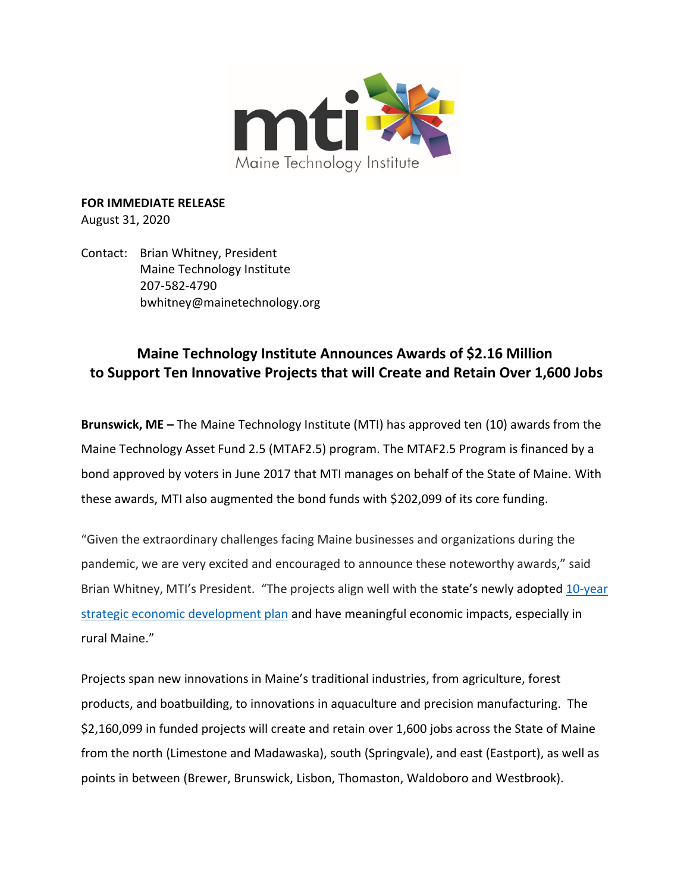**FOR IMMEDIATE RELEASE**
August 31, 2020

Contact: Brian Whitney, President
Maine Technology Institute
207-582-4790
bwhitney@mainetechnology.org

## Maine Technology Institute Announces Awards of $2.16 Million to Support Ten Innovative Projects that will Create and Retain Over 1,600 Jobs

**Brunswick, ME –** The Maine Technology Institute (MTI) has approved ten (10) awards from the Maine Technology Asset Fund 2.5 (MTAF2.5) program. The MTAF2.5 Program is financed by a bond approved by voters in June 2017 that MTI manages on behalf of the State of Maine. With these awards, MTI also augmented the bond funds with $202,099 of its core funding.

"Given the extraordinary challenges facing Maine businesses and organizations during the pandemic, we are very excited and encouraged to announce these noteworthy awards," said Brian Whitney, MTI's President. "The projects align well with the state's newly adopted 10-year strategic economic development plan and have meaningful economic impacts, especially in rural Maine."

Projects span new innovations in Maine's traditional industries, from agriculture, forest products, and boatbuilding, to innovations in aquaculture and precision manufacturing. The $2,160,099 in funded projects will create and retain over 1,600 jobs across the State of Maine from the north (Limestone and Madawaska), south (Springvale), and east (Eastport), as well as points in between (Brewer, Brunswick, Lisbon, Thomaston, Waldoboro and Westbrook).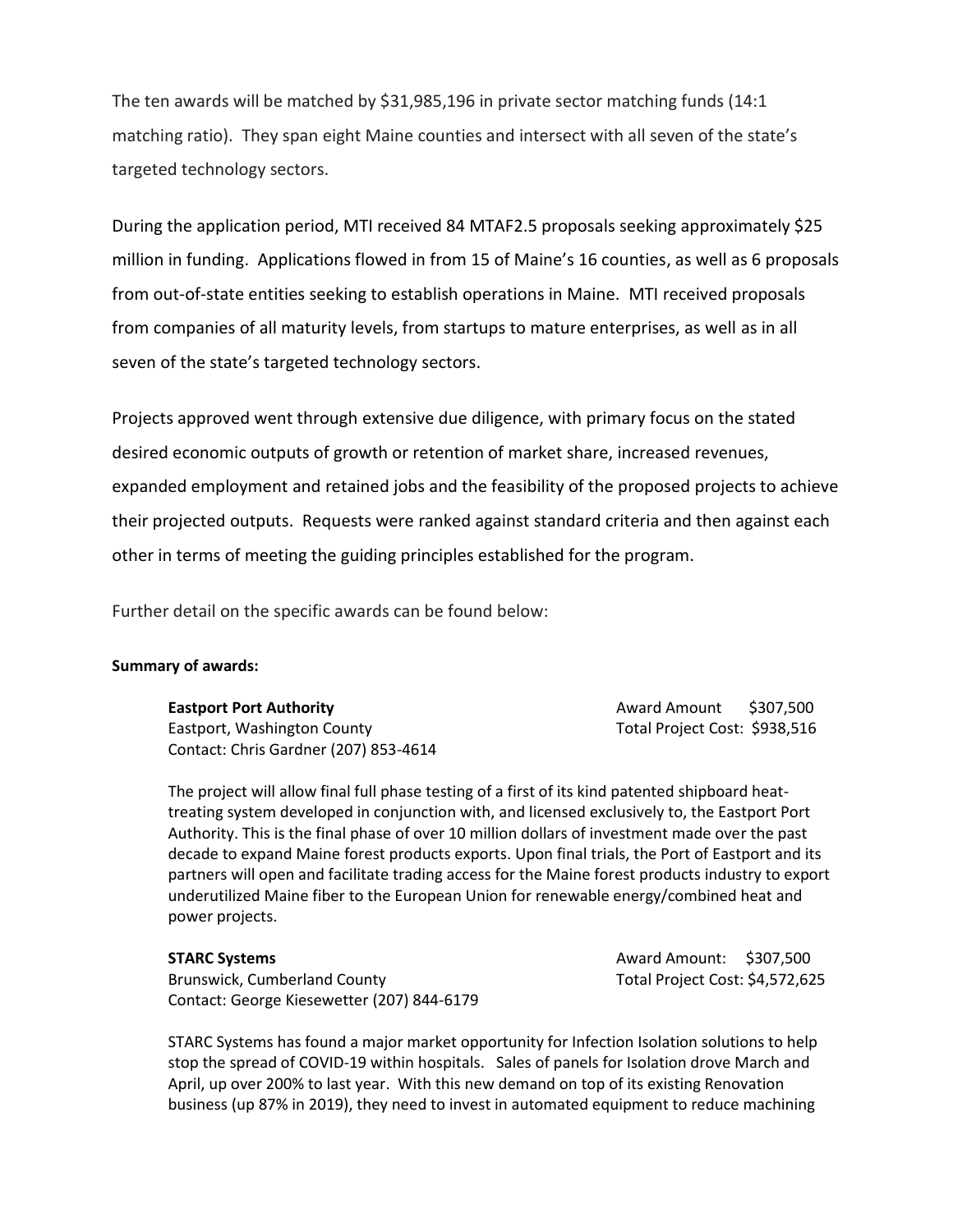The ten awards will be matched by $31,985,196 in private sector matching funds (14:1 matching ratio). They span eight Maine counties and intersect with all seven of the state's targeted technology sectors.

During the application period, MTI received 84 MTAF2.5 proposals seeking approximately $25 million in funding. Applications flowed in from 15 of Maine's 16 counties, as well as 6 proposals from out-of-state entities seeking to establish operations in Maine. MTI received proposals from companies of all maturity levels, from startups to mature enterprises, as well as in all seven of the state's targeted technology sectors.

Projects approved went through extensive due diligence, with primary focus on the stated desired economic outputs of growth or retention of market share, increased revenues, expanded employment and retained jobs and the feasibility of the proposed projects to achieve their projected outputs. Requests were ranked against standard criteria and then against each other in terms of meeting the guiding principles established for the program.

Further detail on the specific awards can be found below:

**Summary of awards:**

**Eastport Port Authority**
Eastport, Washington County
Contact: Chris Gardner (207) 853-4614

Award Amount $307,500
Total Project Cost: $938,516

The project will allow final full phase testing of a first of its kind patented shipboard heat-treating system developed in conjunction with, and licensed exclusively to, the Eastport Port Authority. This is the final phase of over 10 million dollars of investment made over the past decade to expand Maine forest products exports. Upon final trials, the Port of Eastport and its partners will open and facilitate trading access for the Maine forest products industry to export underutilized Maine fiber to the European Union for renewable energy/combined heat and power projects.

**STARC Systems**
Brunswick, Cumberland County
Contact: George Kiesewetter (207) 844-6179

Award Amount: $307,500
Total Project Cost: $4,572,625

STARC Systems has found a major market opportunity for Infection Isolation solutions to help stop the spread of COVID-19 within hospitals. Sales of panels for Isolation drove March and April, up over 200% to last year. With this new demand on top of its existing Renovation business (up 87% in 2019), they need to invest in automated equipment to reduce machining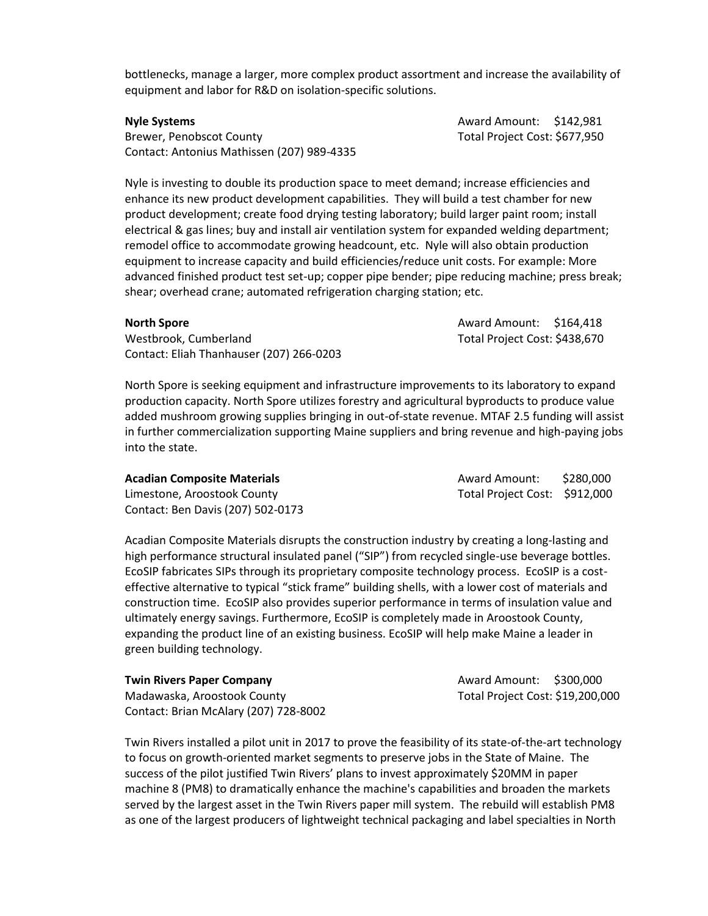bottlenecks, manage a larger, more complex product assortment and increase the availability of equipment and labor for R&D on isolation-specific solutions.

**Nyle Systems**
Brewer, Penobscot County
Contact: Antonius Mathissen (207) 989-4335

Award Amount: $142,981
Total Project Cost: $677,950

Nyle is investing to double its production space to meet demand; increase efficiencies and enhance its new product development capabilities. They will build a test chamber for new product development; create food drying testing laboratory; build larger paint room; install electrical & gas lines; buy and install air ventilation system for expanded welding department; remodel office to accommodate growing headcount, etc. Nyle will also obtain production equipment to increase capacity and build efficiencies/reduce unit costs. For example: More advanced finished product test set-up; copper pipe bender; pipe reducing machine; press break; shear; overhead crane; automated refrigeration charging station; etc.

**North Spore**
Westbrook, Cumberland
Contact: Eliah Thanhauser (207) 266-0203

Award Amount: $164,418
Total Project Cost: $438,670

North Spore is seeking equipment and infrastructure improvements to its laboratory to expand production capacity. North Spore utilizes forestry and agricultural byproducts to produce value added mushroom growing supplies bringing in out-of-state revenue. MTAF 2.5 funding will assist in further commercialization supporting Maine suppliers and bring revenue and high-paying jobs into the state.

**Acadian Composite Materials**
Limestone, Aroostook County
Contact: Ben Davis (207) 502-0173

Award Amount: $280,000
Total Project Cost: $912,000

Acadian Composite Materials disrupts the construction industry by creating a long-lasting and high performance structural insulated panel ("SIP") from recycled single-use beverage bottles. EcoSIP fabricates SIPs through its proprietary composite technology process. EcoSIP is a cost-effective alternative to typical "stick frame" building shells, with a lower cost of materials and construction time. EcoSIP also provides superior performance in terms of insulation value and ultimately energy savings. Furthermore, EcoSIP is completely made in Aroostook County, expanding the product line of an existing business. EcoSIP will help make Maine a leader in green building technology.

**Twin Rivers Paper Company**
Madawaska, Aroostook County
Contact: Brian McAlary (207) 728-8002

Award Amount: $300,000
Total Project Cost: $19,200,000

Twin Rivers installed a pilot unit in 2017 to prove the feasibility of its state-of-the-art technology to focus on growth-oriented market segments to preserve jobs in the State of Maine. The success of the pilot justified Twin Rivers' plans to invest approximately $20MM in paper machine 8 (PM8) to dramatically enhance the machine's capabilities and broaden the markets served by the largest asset in the Twin Rivers paper mill system. The rebuild will establish PM8 as one of the largest producers of lightweight technical packaging and label specialties in North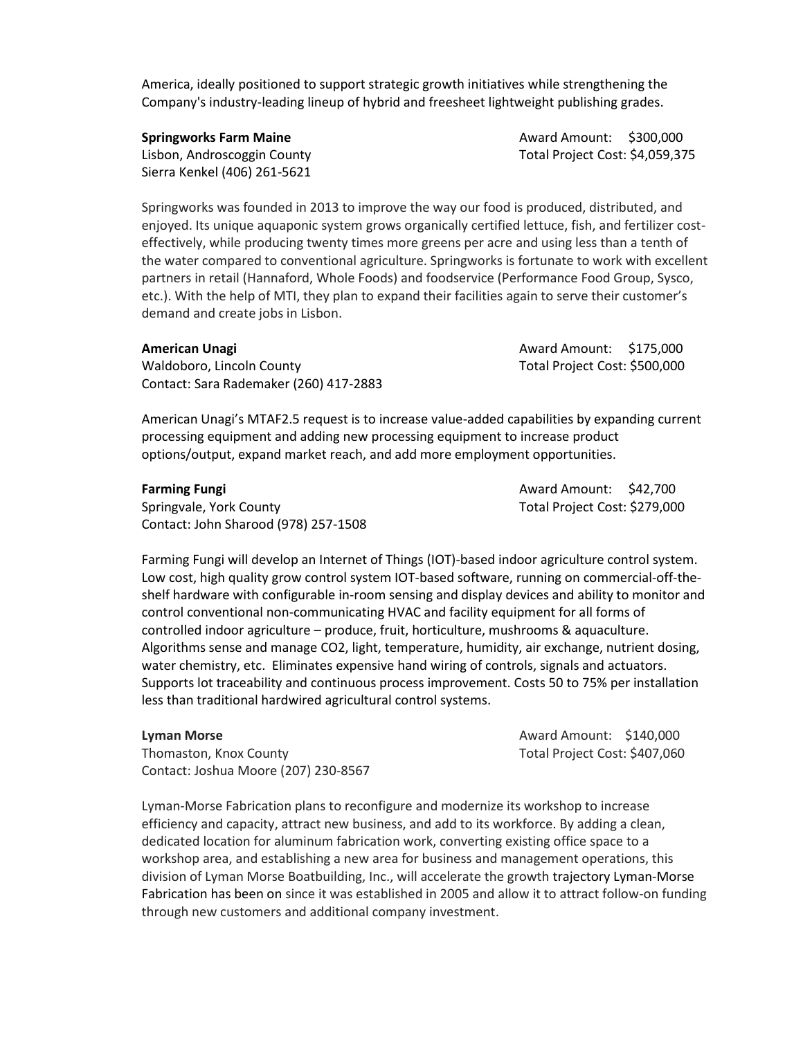America, ideally positioned to support strategic growth initiatives while strengthening the Company's industry-leading lineup of hybrid and freesheet lightweight publishing grades.

**Springworks Farm Maine**
Lisbon, Androscoggin County
Sierra Kenkel (406) 261-5621

Award Amount: $300,000
Total Project Cost: $4,059,375

Springworks was founded in 2013 to improve the way our food is produced, distributed, and enjoyed. Its unique aquaponic system grows organically certified lettuce, fish, and fertilizer cost-effectively, while producing twenty times more greens per acre and using less than a tenth of the water compared to conventional agriculture. Springworks is fortunate to work with excellent partners in retail (Hannaford, Whole Foods) and foodservice (Performance Food Group, Sysco, etc.). With the help of MTI, they plan to expand their facilities again to serve their customer's demand and create jobs in Lisbon.

**American Unagi**
Waldoboro, Lincoln County
Contact: Sara Rademaker (260) 417-2883

Award Amount: $175,000
Total Project Cost: $500,000

American Unagi's MTAF2.5 request is to increase value-added capabilities by expanding current processing equipment and adding new processing equipment to increase product options/output, expand market reach, and add more employment opportunities.

**Farming Fungi**
Springvale, York County
Contact: John Sharood (978) 257-1508

Award Amount: $42,700
Total Project Cost: $279,000

Farming Fungi will develop an Internet of Things (IOT)-based indoor agriculture control system. Low cost, high quality grow control system IOT-based software, running on commercial-off-the-shelf hardware with configurable in-room sensing and display devices and ability to monitor and control conventional non-communicating HVAC and facility equipment for all forms of controlled indoor agriculture – produce, fruit, horticulture, mushrooms & aquaculture. Algorithms sense and manage $CO_2$, light, temperature, humidity, air exchange, nutrient dosing, water chemistry, etc. Eliminates expensive hand wiring of controls, signals and actuators. Supports lot traceability and continuous process improvement. Costs 50 to 75% per installation less than traditional hardwired agricultural control systems.

**Lyman Morse**
Thomaston, Knox County
Contact: Joshua Moore (207) 230-8567

Award Amount: $140,000
Total Project Cost: $407,060

Lyman-Morse Fabrication plans to reconfigure and modernize its workshop to increase efficiency and capacity, attract new business, and add to its workforce. By adding a clean, dedicated location for aluminum fabrication work, converting existing office space to a workshop area, and establishing a new area for business and management operations, this division of Lyman Morse Boatbuilding, Inc., will accelerate the growth trajectory Lyman-Morse Fabrication has been on since it was established in 2005 and allow it to attract follow-on funding through new customers and additional company investment.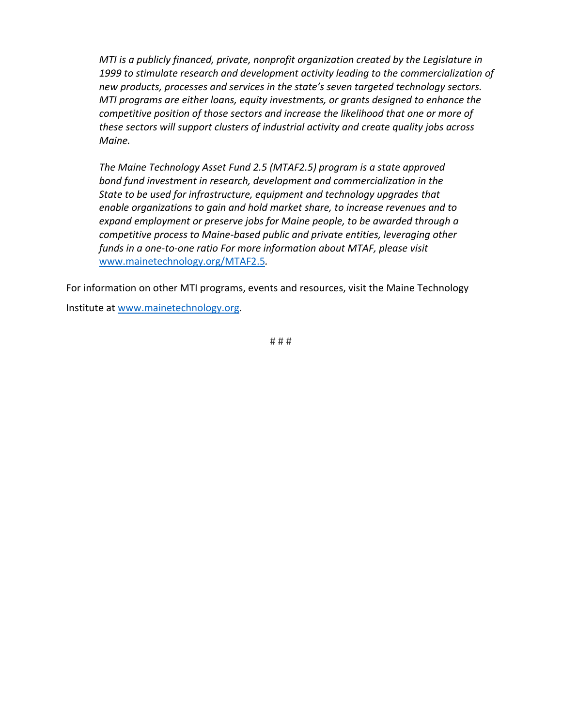*MTI is a publicly financed, private, nonprofit organization created by the Legislature in 1999 to stimulate research and development activity leading to the commercialization of new products, processes and services in the state's seven targeted technology sectors. MTI programs are either loans, equity investments, or grants designed to enhance the competitive position of those sectors and increase the likelihood that one or more of these sectors will support clusters of industrial activity and create quality jobs across Maine.*

*The Maine Technology Asset Fund 2.5 (MTAF2.5) program is a state approved bond fund investment in research, development and commercialization in the State to be used for infrastructure, equipment and technology upgrades that enable organizations to gain and hold market share, to increase revenues and to expand employment or preserve jobs for Maine people, to be awarded through a competitive process to Maine-based public and private entities, leveraging other funds in a one-to-one ratio For more information about MTAF, please visit [www.mainetechnology.org/MTAF2.5](http://www.mainetechnology.org/MTAF2.5).*

For information on other MTI programs, events and resources, visit the Maine Technology Institute at [www.mainetechnology.org](http://www.mainetechnology.org).

# # #